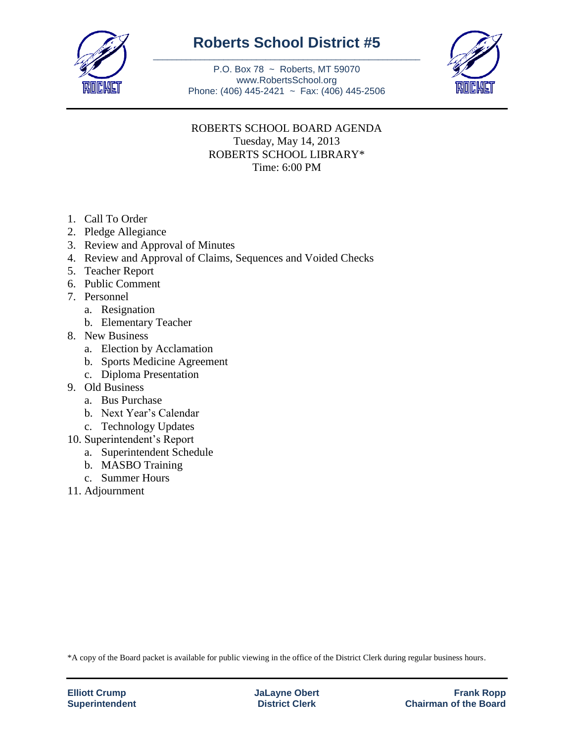# Roberts School District #5

P.O. Box 78 ~ Roberts, MT 59070
www.RobertsSchool.org
Phone: (406) 445-2421 ~ Fax: (406) 445-2506

ROBERTS SCHOOL BOARD AGENDA
Tuesday, May 14, 2013
ROBERTS SCHOOL LIBRARY*
Time: 6:00 PM

1. Call To Order
2. Pledge Allegiance
3. Review and Approval of Minutes
4. Review and Approval of Claims, Sequences and Voided Checks
5. Teacher Report
6. Public Comment
7. Personnel
   a. Resignation
   b. Elementary Teacher
8. New Business
   a. Election by Acclamation
   b. Sports Medicine Agreement
   c. Diploma Presentation
9. Old Business
   a. Bus Purchase
   b. Next Year's Calendar
   c. Technology Updates
10. Superintendent's Report
    a. Superintendent Schedule
    b. MASBO Training
    c. Summer Hours
11. Adjournment

*A copy of the Board packet is available for public viewing in the office of the District Clerk during regular business hours.

**Elliott Crump**
**Superintendent**

**JaLayne Obert**
**District Clerk**

**Frank Ropp**
**Chairman of the Board**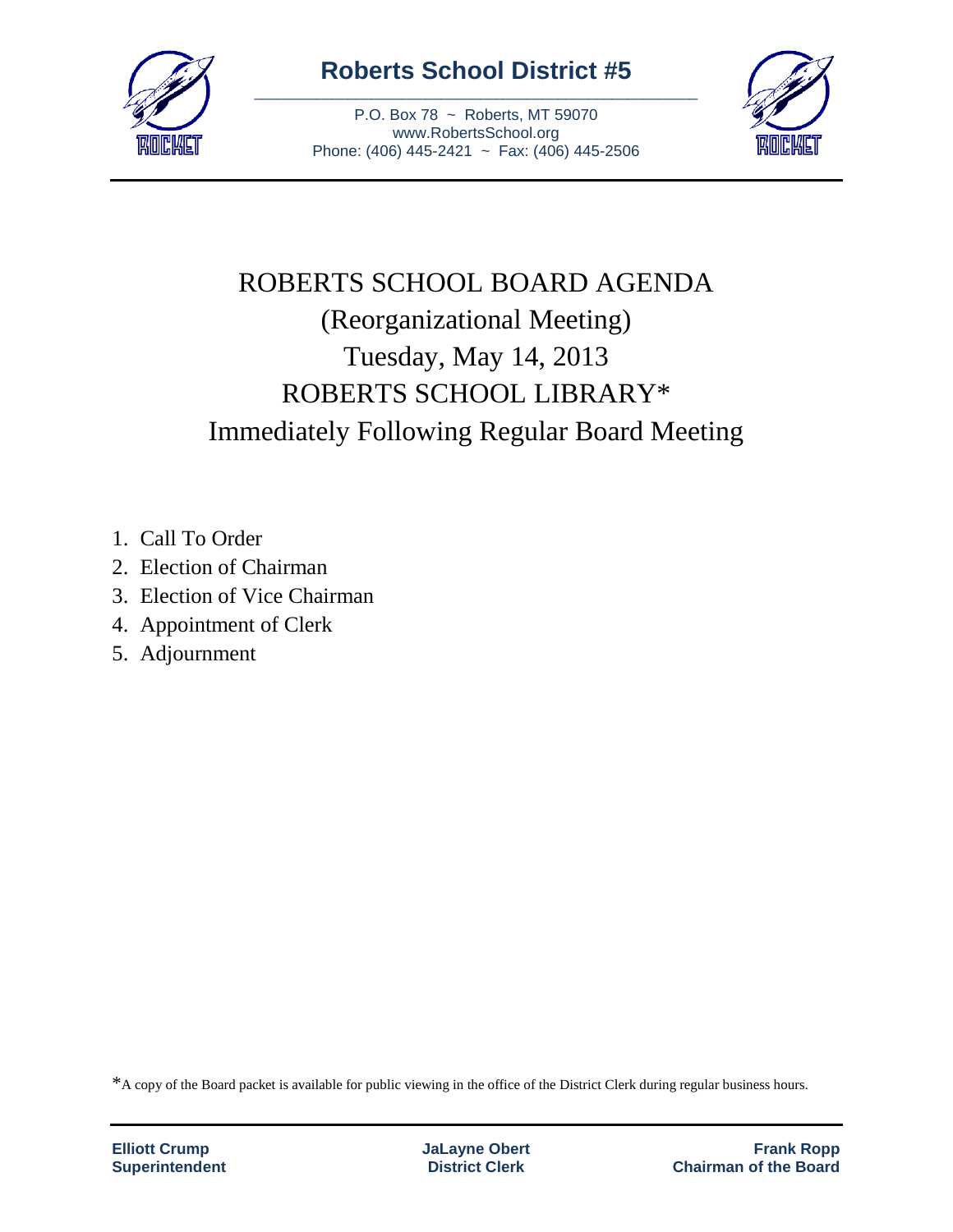# Roberts School District #5

P.O. Box 78 ~ Roberts, MT 59070
www.RobertsSchool.org
Phone: (406) 445-2421 ~ Fax: (406) 445-2506

ROBERTS SCHOOL BOARD AGENDA
(Reorganizational Meeting)
Tuesday, May 14, 2013
ROBERTS SCHOOL LIBRARY*
Immediately Following Regular Board Meeting

1. Call To Order
2. Election of Chairman
3. Election of Vice Chairman
4. Appointment of Clerk
5. Adjournment

*A copy of the Board packet is available for public viewing in the office of the District Clerk during regular business hours.

**Elliott Crump**
**Superintendent**

**JaLayne Obert**
**District Clerk**

**Frank Ropp**
**Chairman of the Board**